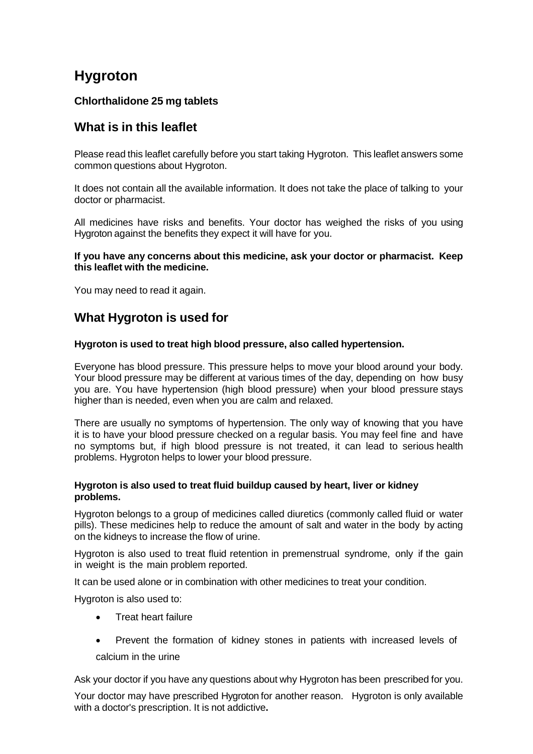# Hygroton

**Chlorthalidone 25 mg tablets**

## What is in this leaflet

Please read this leaflet carefully before you start taking Hygroton. This leaflet answers some common questions about Hygroton.

It does not contain all the available information. It does not take the place of talking to your doctor or pharmacist.

All medicines have risks and benefits. Your doctor has weighed the risks of you using Hygroton against the benefits they expect it will have for you.

**If you have any concerns about this medicine, ask your doctor or pharmacist. Keep this leaflet with the medicine.**

You may need to read it again.

## What Hygroton is used for

**Hygroton is used to treat high blood pressure, also called hypertension.**

Everyone has blood pressure. This pressure helps to move your blood around your body. Your blood pressure may be different at various times of the day, depending on how busy you are. You have hypertension (high blood pressure) when your blood pressure stays higher than is needed, even when you are calm and relaxed.

There are usually no symptoms of hypertension. The only way of knowing that you have it is to have your blood pressure checked on a regular basis. You may feel fine and have no symptoms but, if high blood pressure is not treated, it can lead to serious health problems. Hygroton helps to lower your blood pressure.

**Hygroton is also used to treat fluid buildup caused by heart, liver or kidney problems.**

Hygroton belongs to a group of medicines called diuretics (commonly called fluid or water pills). These medicines help to reduce the amount of salt and water in the body by acting on the kidneys to increase the flow of urine.

Hygroton is also used to treat fluid retention in premenstrual syndrome, only if the gain in weight is the main problem reported.

It can be used alone or in combination with other medicines to treat your condition.

Hygroton is also used to:

- Treat heart failure
- Prevent the formation of kidney stones in patients with increased levels of calcium in the urine

Ask your doctor if you have any questions about why Hygroton has been prescribed for you.

Your doctor may have prescribed Hygroton for another reason. Hygroton is only available with a doctor's prescription. It is not addictive**.**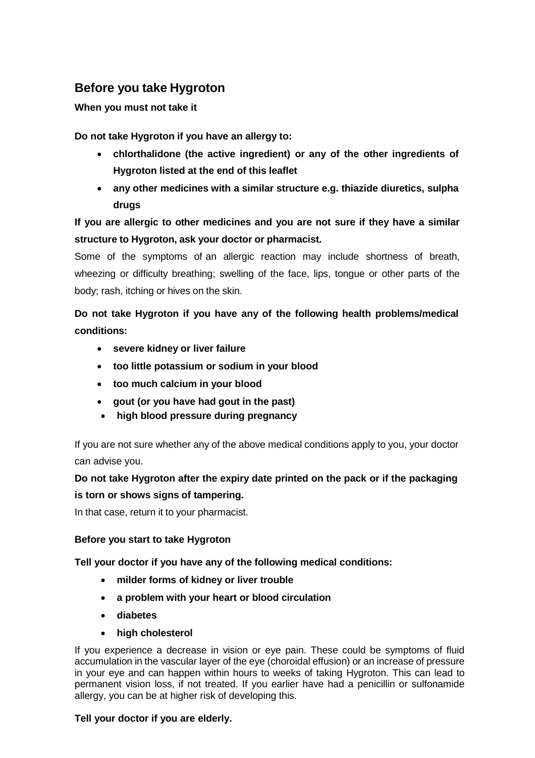## Before you take Hygroton

**When you must not take it**

**Do not take Hygroton if you have an allergy to:**

- **chlorthalidone (the active ingredient) or any of the other ingredients of Hygroton listed at the end of this leaflet**
- **any other medicines with a similar structure e.g. thiazide diuretics, sulpha drugs**

**If you are allergic to other medicines and you are not sure if they have a similar structure to Hygroton, ask your doctor or pharmacist.**

Some of the symptoms of an allergic reaction may include shortness of breath, wheezing or difficulty breathing; swelling of the face, lips, tongue or other parts of the body; rash, itching or hives on the skin.

**Do not take Hygroton if you have any of the following health problems/medical conditions:**

- **severe kidney or liver failure**
- **too little potassium or sodium in your blood**
- **too much calcium in your blood**
- **gout (or you have had gout in the past)**
- **high blood pressure during pregnancy**

If you are not sure whether any of the above medical conditions apply to you, your doctor can advise you.

**Do not take Hygroton after the expiry date printed on the pack or if the packaging is torn or shows signs of tampering.**

In that case, return it to your pharmacist.

**Before you start to take Hygroton**

**Tell your doctor if you have any of the following medical conditions:**

- **milder forms of kidney or liver trouble**
- **a problem with your heart or blood circulation**
- **diabetes**
- **high cholesterol**

If you experience a decrease in vision or eye pain. These could be symptoms of fluid accumulation in the vascular layer of the eye (choroidal effusion) or an increase of pressure in your eye and can happen within hours to weeks of taking Hygroton. This can lead to permanent vision loss, if not treated. If you earlier have had a penicillin or sulfonamide allergy, you can be at higher risk of developing this.

**Tell your doctor if you are elderly.**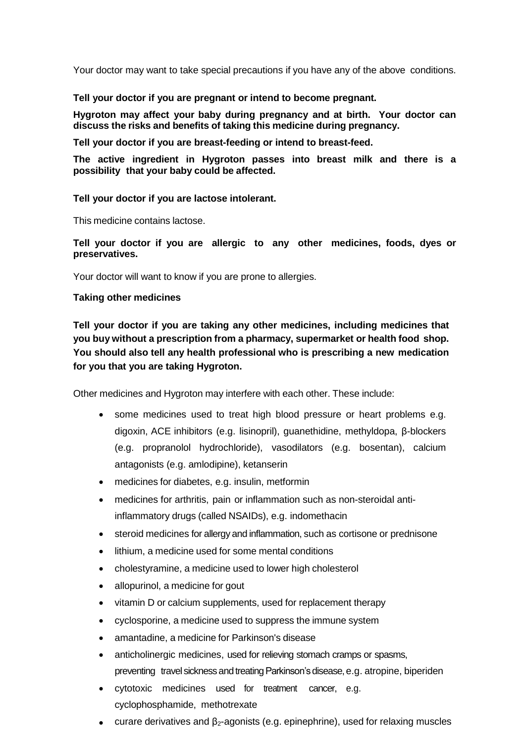Your doctor may want to take special precautions if you have any of the above conditions.

**Tell your doctor if you are pregnant or intend to become pregnant.**

**Hygroton may affect your baby during pregnancy and at birth. Your doctor can discuss the risks and benefits of taking this medicine during pregnancy.**

**Tell your doctor if you are breast-feeding or intend to breast-feed.**

**The active ingredient in Hygroton passes into breast milk and there is a possibility that your baby could be affected.**

**Tell your doctor if you are lactose intolerant.**

This medicine contains lactose.

**Tell your doctor if you are allergic to any other medicines, foods, dyes or preservatives.**

Your doctor will want to know if you are prone to allergies.

**Taking other medicines**

**Tell your doctor if you are taking any other medicines, including medicines that you buy without a prescription from a pharmacy, supermarket or health food shop. You should also tell any health professional who is prescribing a new medication for you that you are taking Hygroton.**

Other medicines and Hygroton may interfere with each other. These include:

- some medicines used to treat high blood pressure or heart problems e.g. digoxin, ACE inhibitors (e.g. lisinopril), guanethidine, methyldopa, β-blockers (e.g. propranolol hydrochloride), vasodilators (e.g. bosentan), calcium antagonists (e.g. amlodipine), ketanserin
- medicines for diabetes, e.g. insulin, metformin
- medicines for arthritis, pain or inflammation such as non-steroidal anti-inflammatory drugs (called NSAIDs), e.g. indomethacin
- steroid medicines for allergy and inflammation, such as cortisone or prednisone
- lithium, a medicine used for some mental conditions
- cholestyramine, a medicine used to lower high cholesterol
- allopurinol, a medicine for gout
- vitamin D or calcium supplements, used for replacement therapy
- cyclosporine, a medicine used to suppress the immune system
- amantadine, a medicine for Parkinson's disease
- anticholinergic medicines, used for relieving stomach cramps or spasms, preventing travel sickness and treating Parkinson's disease, e.g. atropine, biperiden
- cytotoxic medicines used for treatment cancer, e.g. cyclophosphamide, methotrexate
- curare derivatives and $\beta_2$-agonists (e.g. epinephrine), used for relaxing muscles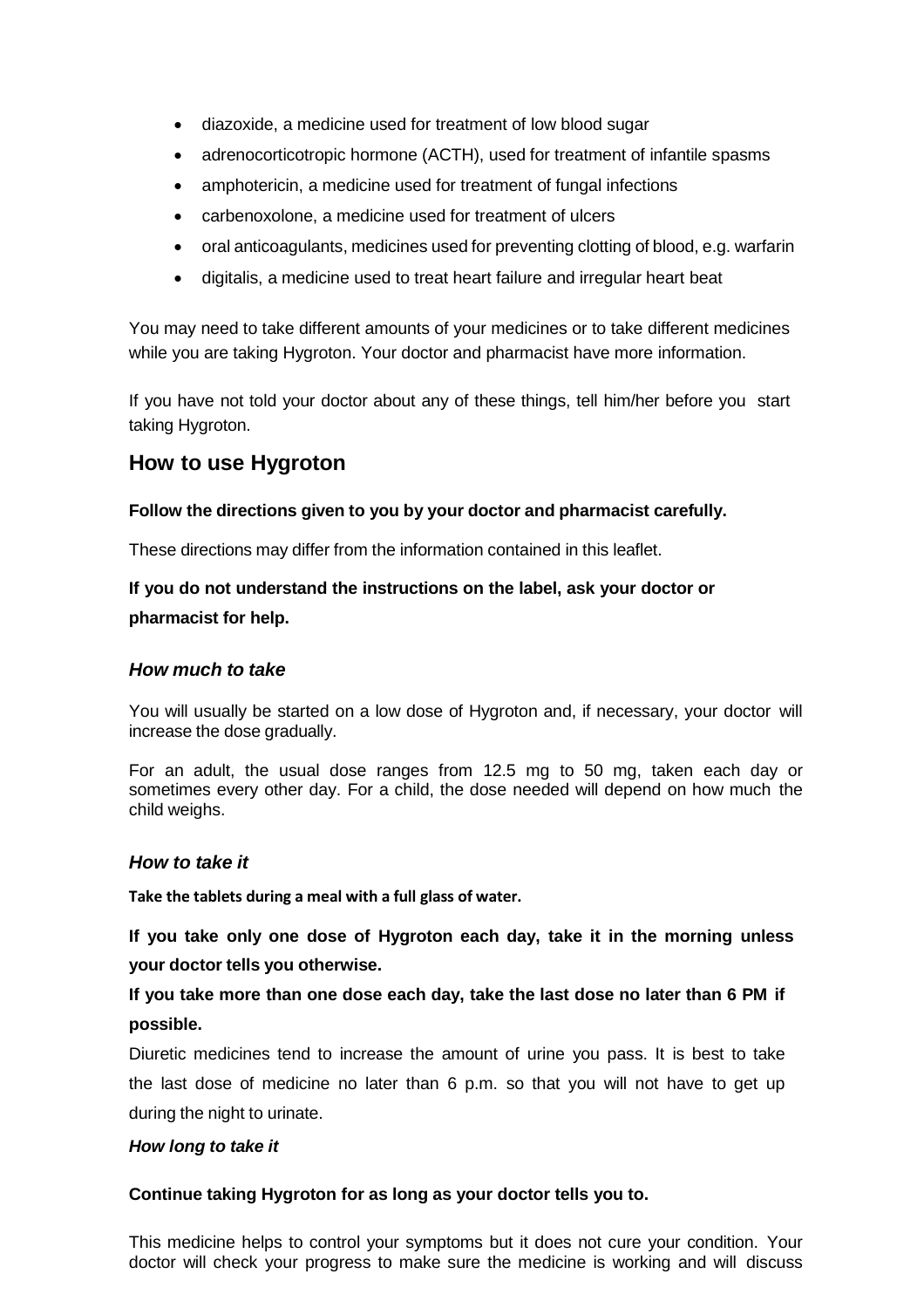- diazoxide, a medicine used for treatment of low blood sugar
- adrenocorticotropic hormone (ACTH), used for treatment of infantile spasms
- amphotericin, a medicine used for treatment of fungal infections
- carbenoxolone, a medicine used for treatment of ulcers
- oral anticoagulants, medicines used for preventing clotting of blood, e.g. warfarin
- digitalis, a medicine used to treat heart failure and irregular heart beat

You may need to take different amounts of your medicines or to take different medicines while you are taking Hygroton. Your doctor and pharmacist have more information.

If you have not told your doctor about any of these things, tell him/her before you start taking Hygroton.

## How to use Hygroton

**Follow the directions given to you by your doctor and pharmacist carefully.**

These directions may differ from the information contained in this leaflet.

**If you do not understand the instructions on the label, ask your doctor or pharmacist for help.**

### *How much to take*

You will usually be started on a low dose of Hygroton and, if necessary, your doctor will increase the dose gradually.

For an adult, the usual dose ranges from 12.5 mg to 50 mg, taken each day or sometimes every other day. For a child, the dose needed will depend on how much the child weighs.

### *How to take it*

**Take the tablets during a meal with a full glass of water.**

**If you take only one dose of Hygroton each day, take it in the morning unless your doctor tells you otherwise.**

**If you take more than one dose each day, take the last dose no later than 6 PM if possible.**

Diuretic medicines tend to increase the amount of urine you pass. It is best to take the last dose of medicine no later than 6 p.m. so that you will not have to get up during the night to urinate.

***How long to take it***

**Continue taking Hygroton for as long as your doctor tells you to.**

This medicine helps to control your symptoms but it does not cure your condition. Your doctor will check your progress to make sure the medicine is working and will discuss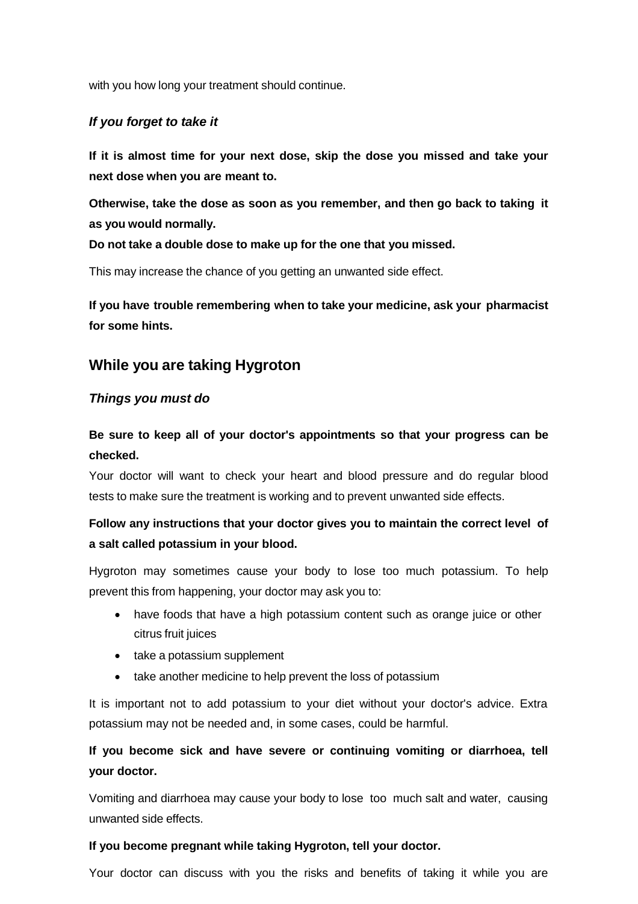with you how long your treatment should continue.

### *If you forget to take it*

**If it is almost time for your next dose, skip the dose you missed and take your next dose when you are meant to.**

**Otherwise, take the dose as soon as you remember, and then go back to taking it as you would normally.**

**Do not take a double dose to make up for the one that you missed.**

This may increase the chance of you getting an unwanted side effect.

**If you have trouble remembering when to take your medicine, ask your pharmacist for some hints.**

## While you are taking Hygroton

### *Things you must do*

**Be sure to keep all of your doctor's appointments so that your progress can be checked.**

Your doctor will want to check your heart and blood pressure and do regular blood tests to make sure the treatment is working and to prevent unwanted side effects.

**Follow any instructions that your doctor gives you to maintain the correct level of a salt called potassium in your blood.**

Hygroton may sometimes cause your body to lose too much potassium. To help prevent this from happening, your doctor may ask you to:

- have foods that have a high potassium content such as orange juice or other citrus fruit juices
- take a potassium supplement
- take another medicine to help prevent the loss of potassium

It is important not to add potassium to your diet without your doctor's advice. Extra potassium may not be needed and, in some cases, could be harmful.

**If you become sick and have severe or continuing vomiting or diarrhoea, tell your doctor.**

Vomiting and diarrhoea may cause your body to lose too much salt and water, causing unwanted side effects.

**If you become pregnant while taking Hygroton, tell your doctor.**

Your doctor can discuss with you the risks and benefits of taking it while you are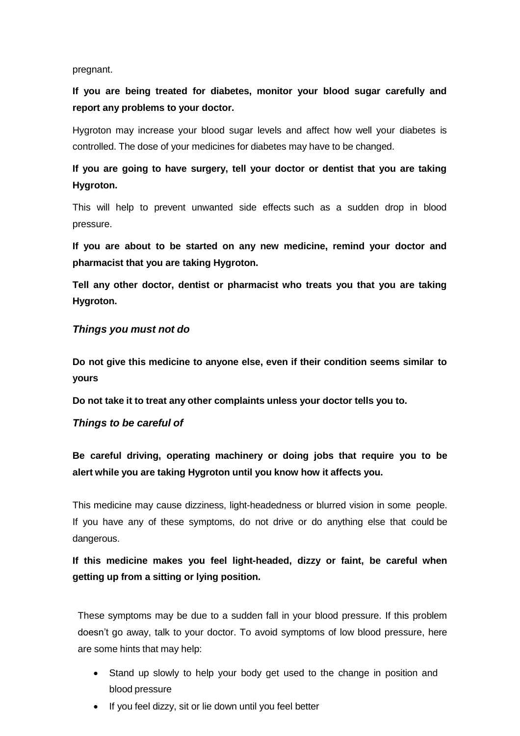pregnant.

**If you are being treated for diabetes, monitor your blood sugar carefully and report any problems to your doctor.**

Hygroton may increase your blood sugar levels and affect how well your diabetes is controlled. The dose of your medicines for diabetes may have to be changed.

**If you are going to have surgery, tell your doctor or dentist that you are taking Hygroton.**

This will help to prevent unwanted side effects such as a sudden drop in blood pressure.

**If you are about to be started on any new medicine, remind your doctor and pharmacist that you are taking Hygroton.**

**Tell any other doctor, dentist or pharmacist who treats you that you are taking Hygroton.**

### *Things you must not do*

**Do not give this medicine to anyone else, even if their condition seems similar to yours**

**Do not take it to treat any other complaints unless your doctor tells you to.**

### *Things to be careful of*

**Be careful driving, operating machinery or doing jobs that require you to be alert while you are taking Hygroton until you know how it affects you.**

This medicine may cause dizziness, light-headedness or blurred vision in some people. If you have any of these symptoms, do not drive or do anything else that could be dangerous.

**If this medicine makes you feel light-headed, dizzy or faint, be careful when getting up from a sitting or lying position.**

These symptoms may be due to a sudden fall in your blood pressure. If this problem doesn't go away, talk to your doctor. To avoid symptoms of low blood pressure, here are some hints that may help:

- Stand up slowly to help your body get used to the change in position and blood pressure
- If you feel dizzy, sit or lie down until you feel better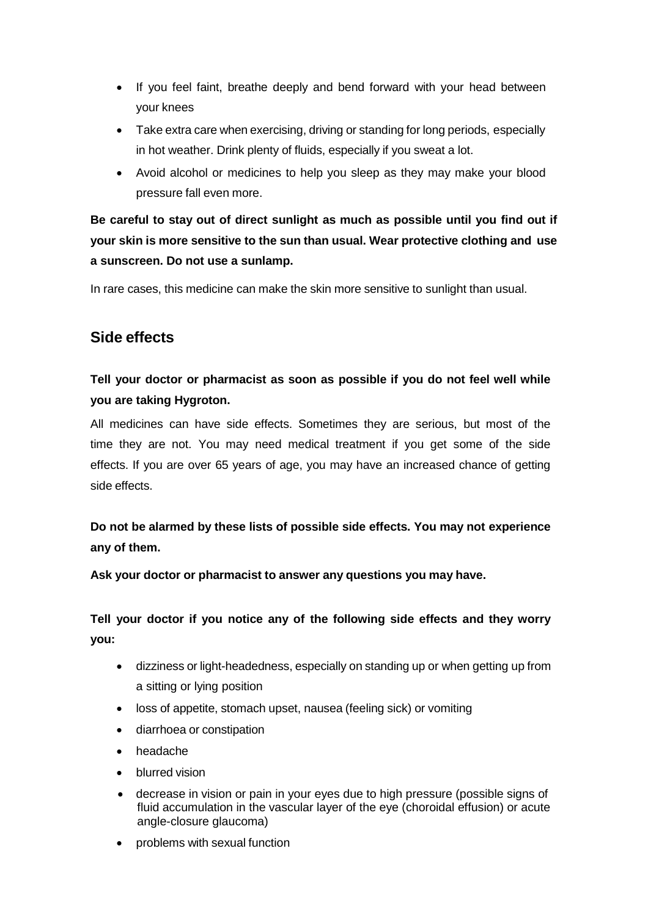- If you feel faint, breathe deeply and bend forward with your head between your knees
- Take extra care when exercising, driving or standing for long periods, especially in hot weather. Drink plenty of fluids, especially if you sweat a lot.
- Avoid alcohol or medicines to help you sleep as they may make your blood pressure fall even more.

**Be careful to stay out of direct sunlight as much as possible until you find out if your skin is more sensitive to the sun than usual. Wear protective clothing and use a sunscreen. Do not use a sunlamp.**

In rare cases, this medicine can make the skin more sensitive to sunlight than usual.

## Side effects

**Tell your doctor or pharmacist as soon as possible if you do not feel well while you are taking Hygroton.**

All medicines can have side effects. Sometimes they are serious, but most of the time they are not. You may need medical treatment if you get some of the side effects. If you are over 65 years of age, you may have an increased chance of getting side effects.

**Do not be alarmed by these lists of possible side effects. You may not experience any of them.**

**Ask your doctor or pharmacist to answer any questions you may have.**

**Tell your doctor if you notice any of the following side effects and they worry you:**

- dizziness or light-headedness, especially on standing up or when getting up from a sitting or lying position
- loss of appetite, stomach upset, nausea (feeling sick) or vomiting
- diarrhoea or constipation
- headache
- blurred vision
- decrease in vision or pain in your eyes due to high pressure (possible signs of fluid accumulation in the vascular layer of the eye (choroidal effusion) or acute angle-closure glaucoma)
- problems with sexual function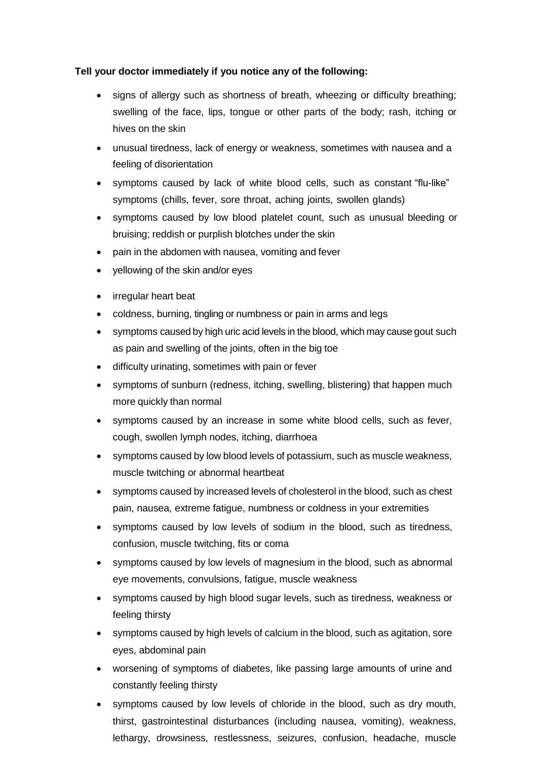**Tell your doctor immediately if you notice any of the following:**

- signs of allergy such as shortness of breath, wheezing or difficulty breathing; swelling of the face, lips, tongue or other parts of the body; rash, itching or hives on the skin
- unusual tiredness, lack of energy or weakness, sometimes with nausea and a feeling of disorientation
- symptoms caused by lack of white blood cells, such as constant "flu-like" symptoms (chills, fever, sore throat, aching joints, swollen glands)
- symptoms caused by low blood platelet count, such as unusual bleeding or bruising; reddish or purplish blotches under the skin
- pain in the abdomen with nausea, vomiting and fever
- yellowing of the skin and/or eyes
- irregular heart beat
- coldness, burning, tingling or numbness or pain in arms and legs
- symptoms caused by high uric acid levels in the blood, which may cause gout such as pain and swelling of the joints, often in the big toe
- difficulty urinating, sometimes with pain or fever
- symptoms of sunburn (redness, itching, swelling, blistering) that happen much more quickly than normal
- symptoms caused by an increase in some white blood cells, such as fever, cough, swollen lymph nodes, itching, diarrhoea
- symptoms caused by low blood levels of potassium, such as muscle weakness, muscle twitching or abnormal heartbeat
- symptoms caused by increased levels of cholesterol in the blood, such as chest pain, nausea, extreme fatigue, numbness or coldness in your extremities
- symptoms caused by low levels of sodium in the blood, such as tiredness, confusion, muscle twitching, fits or coma
- symptoms caused by low levels of magnesium in the blood, such as abnormal eye movements, convulsions, fatigue, muscle weakness
- symptoms caused by high blood sugar levels, such as tiredness, weakness or feeling thirsty
- symptoms caused by high levels of calcium in the blood, such as agitation, sore eyes, abdominal pain
- worsening of symptoms of diabetes, like passing large amounts of urine and constantly feeling thirsty
- symptoms caused by low levels of chloride in the blood, such as dry mouth, thirst, gastrointestinal disturbances (including nausea, vomiting), weakness, lethargy, drowsiness, restlessness, seizures, confusion, headache, muscle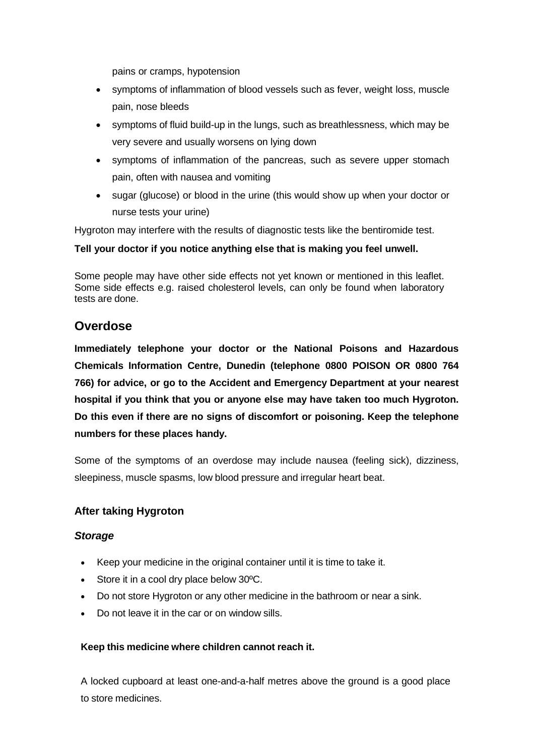pains or cramps, hypotension

- symptoms of inflammation of blood vessels such as fever, weight loss, muscle pain, nose bleeds
- symptoms of fluid build-up in the lungs, such as breathlessness, which may be very severe and usually worsens on lying down
- symptoms of inflammation of the pancreas, such as severe upper stomach pain, often with nausea and vomiting
- sugar (glucose) or blood in the urine (this would show up when your doctor or nurse tests your urine)

Hygroton may interfere with the results of diagnostic tests like the bentiromide test.

**Tell your doctor if you notice anything else that is making you feel unwell.**

Some people may have other side effects not yet known or mentioned in this leaflet. Some side effects e.g. raised cholesterol levels, can only be found when laboratory tests are done.

## Overdose

**Immediately telephone your doctor or the National Poisons and Hazardous Chemicals Information Centre, Dunedin (telephone 0800 POISON OR 0800 764 766) for advice, or go to the Accident and Emergency Department at your nearest hospital if you think that you or anyone else may have taken too much Hygroton. Do this even if there are no signs of discomfort or poisoning. Keep the telephone numbers for these places handy.**

Some of the symptoms of an overdose may include nausea (feeling sick), dizziness, sleepiness, muscle spasms, low blood pressure and irregular heart beat.

### After taking Hygroton

#### *Storage*

- Keep your medicine in the original container until it is time to take it.
- Store it in a cool dry place below 30ºC.
- Do not store Hygroton or any other medicine in the bathroom or near a sink.
- Do not leave it in the car or on window sills.

**Keep this medicine where children cannot reach it.**

A locked cupboard at least one-and-a-half metres above the ground is a good place to store medicines.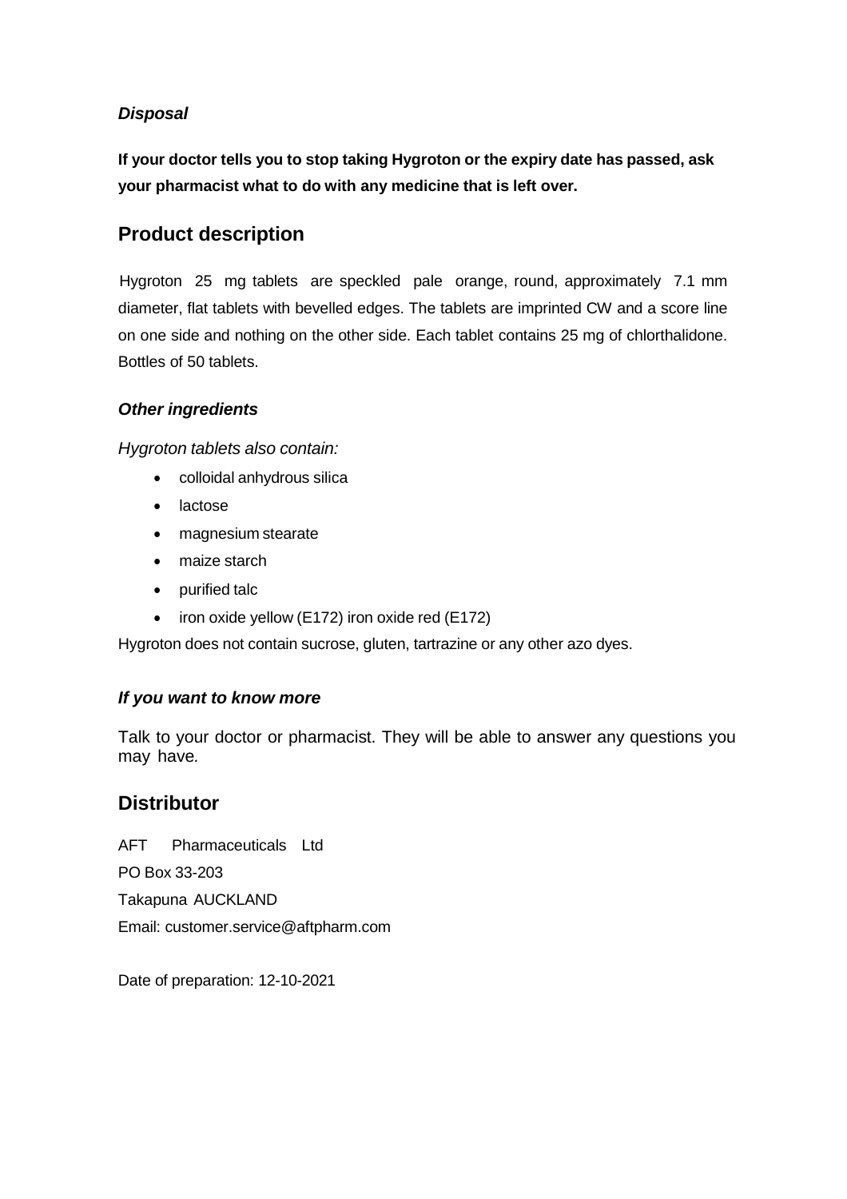### *Disposal*

**If your doctor tells you to stop taking Hygroton or the expiry date has passed, ask your pharmacist what to do with any medicine that is left over.**

## Product description

Hygroton 25 mg tablets are speckled pale orange, round, approximately 7.1 mm diameter, flat tablets with bevelled edges. The tablets are imprinted CW and a score line on one side and nothing on the other side. Each tablet contains 25 mg of chlorthalidone. Bottles of 50 tablets.

### *Other ingredients*

*Hygroton tablets also contain:*

- colloidal anhydrous silica
- lactose
- magnesium stearate
- maize starch
- purified talc
- iron oxide yellow (E172) iron oxide red (E172)

Hygroton does not contain sucrose, gluten, tartrazine or any other azo dyes.

### *If you want to know more*

Talk to your doctor or pharmacist. They will be able to answer any questions you may have.

## Distributor

AFT Pharmaceuticals Ltd
PO Box 33-203
Takapuna AUCKLAND
Email: customer.service@aftpharm.com

Date of preparation: 12-10-2021